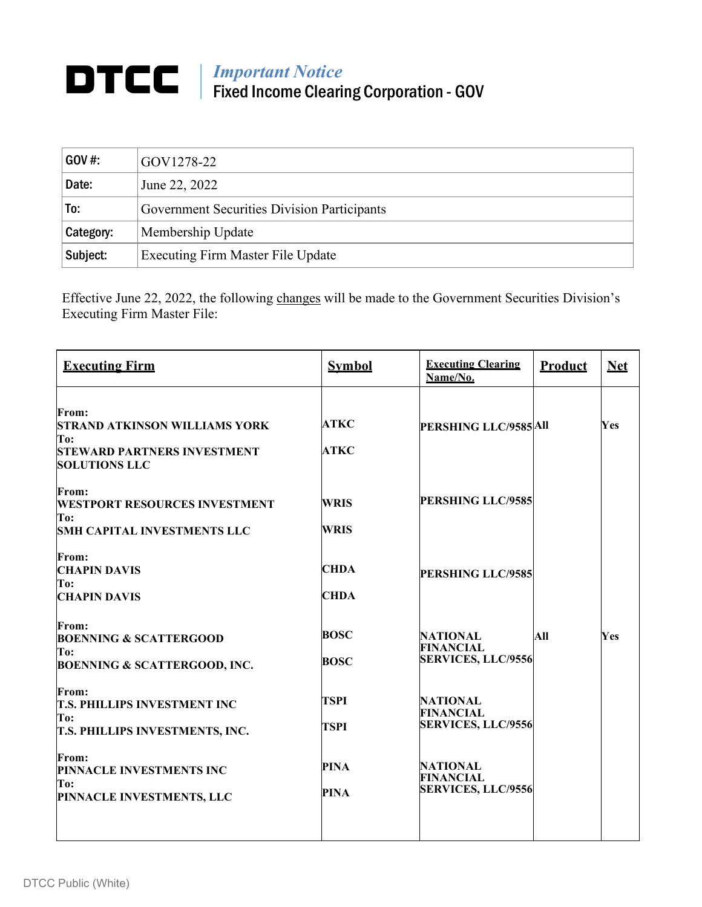**DTCC** | *Important Notice*
Fixed Income Clearing Corporation - GOV

| | |
|---|---|
| **GOV #:** | GOV1278-22 |
| **Date:** | June 22, 2022 |
| **To:** | Government Securities Division Participants |
| **Category:** | Membership Update |
| **Subject:** | Executing Firm Master File Update |

Effective June 22, 2022, the following changes will be made to the Government Securities Division's Executing Firm Master File:

| **Executing Firm** | **Symbol** | **Executing Clearing Name/No.** | **Product** | **Net** |
|---|---|---|---|---|
| **From:**<br>**STRAND ATKINSON WILLIAMS YORK**<br>**To:**<br>**STEWARD PARTNERS INVESTMENT SOLUTIONS LLC** | **ATKC**<br><br>**ATKC** | **PERSHING LLC/9585** | **All** | **Yes** |
| **From:**<br>**WESTPORT RESOURCES INVESTMENT**<br>**To:**<br>**SMH CAPITAL INVESTMENTS LLC** | **WRIS**<br><br>**WRIS** | **PERSHING LLC/9585** | | |
| **From:**<br>**CHAPIN DAVIS**<br>**To:**<br>**CHAPIN DAVIS** | **CHDA**<br><br>**CHDA** | **PERSHING LLC/9585** | | |
| **From:**<br>**BOENNING & SCATTERGOOD**<br>**To:**<br>**BOENNING & SCATTERGOOD, INC.** | **BOSC**<br><br>**BOSC** | **NATIONAL FINANCIAL SERVICES, LLC/9556** | **All** | **Yes** |
| **From:**<br>**T.S. PHILLIPS INVESTMENT INC**<br>**To:**<br>**T.S. PHILLIPS INVESTMENTS, INC.** | **TSPI**<br><br>**TSPI** | **NATIONAL FINANCIAL SERVICES, LLC/9556** | | |
| **From:**<br>**PINNACLE INVESTMENTS INC**<br>**To:**<br>**PINNACLE INVESTMENTS, LLC** | **PINA**<br><br>**PINA** | **NATIONAL FINANCIAL SERVICES, LLC/9556** | | |

DTCC Public (White)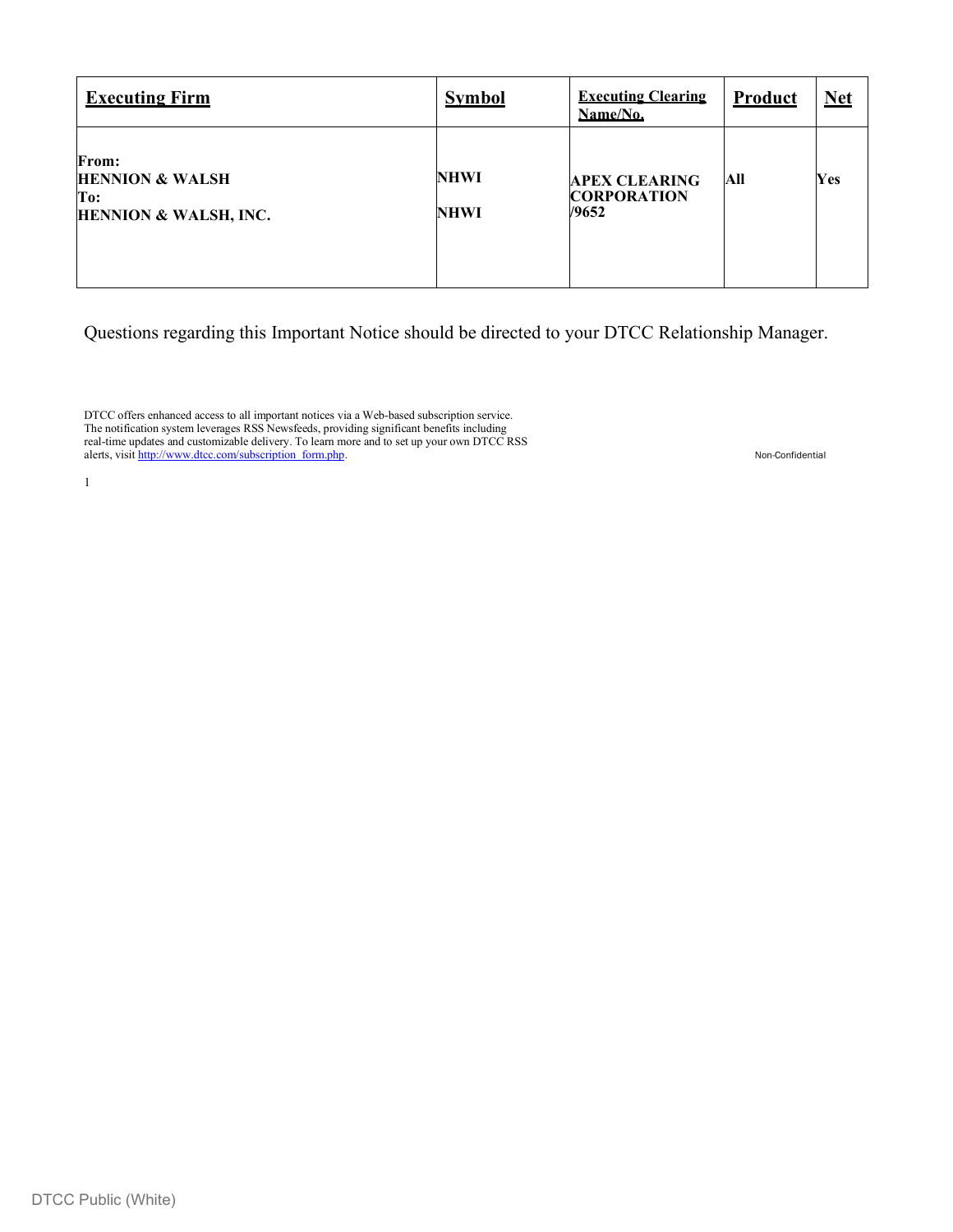| Executing Firm | Symbol | Executing Clearing Name/No. | Product | Net |
|---|---|---|---|---|
| **From:**<br>**HENNION & WALSH**<br>**To:**<br>**HENNION & WALSH, INC.** | **NHWI**<br><br>**NHWI** | **APEX CLEARING CORPORATION /9652** | **All** | **Yes** |

Questions regarding this Important Notice should be directed to your DTCC Relationship Manager.

DTCC offers enhanced access to all important notices via a Web-based subscription service. The notification system leverages RSS Newsfeeds, providing significant benefits including real-time updates and customizable delivery. To learn more and to set up your own DTCC RSS alerts, visit http://www.dtcc.com/subscription_form.php.

Non-Confidential

DTCC Public (White)